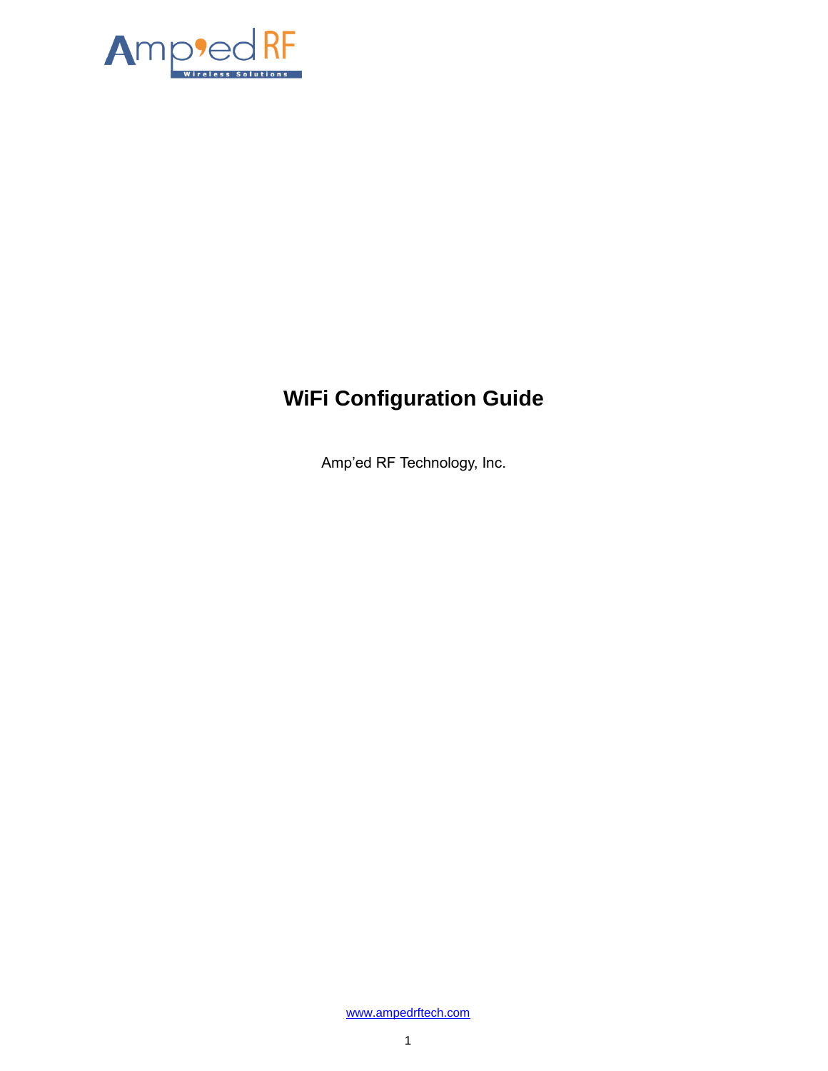# WiFi Configuration Guide

Amp'ed RF Technology, Inc.

www.ampedrftech.com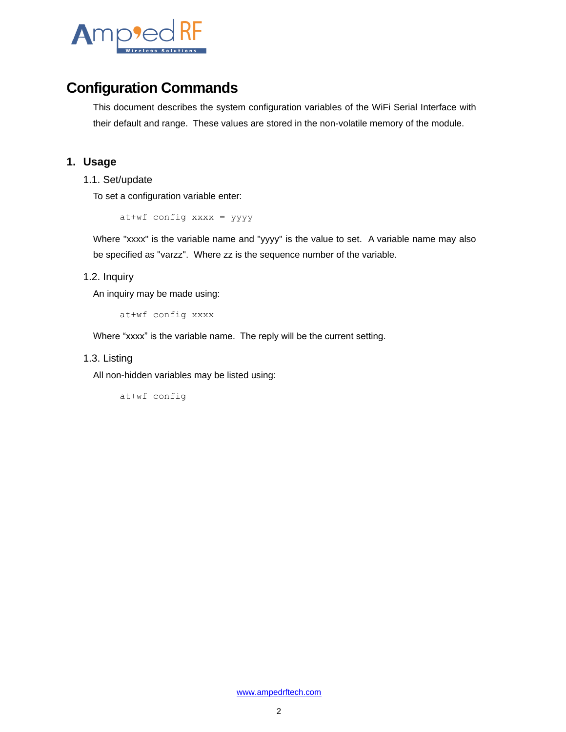# Configuration Commands

This document describes the system configuration variables of the WiFi Serial Interface with their default and range. These values are stored in the non-volatile memory of the module.

## 1. Usage

### 1.1. Set/update

To set a configuration variable enter:

```
at+wf config xxxx = yyyy
```

Where "xxxx" is the variable name and "yyyy" is the value to set. A variable name may also be specified as "varzz". Where zz is the sequence number of the variable.

### 1.2. Inquiry

An inquiry may be made using:

```
at+wf config xxxx
```

Where “xxxx” is the variable name. The reply will be the current setting.

### 1.3. Listing

All non-hidden variables may be listed using:

```
at+wf config
```

www.ampedrftech.com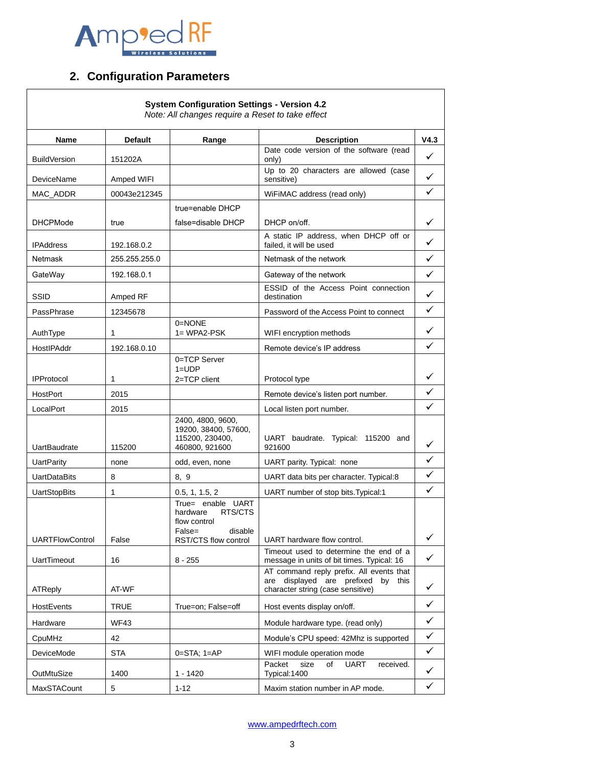## 2. Configuration Parameters

| System Configuration Settings - Version 4.2<br>*Note: All changes require a Reset to take effect* | | | | |
|---|---|---|---|---|
| **Name** | **Default** | **Range** | **Description** | **V4.3** |
| BuildVersion | 151202A | | Date code version of the software (read only) | ✓ |
| DeviceName | Amped WIFI | | Up to 20 characters are allowed (case sensitive) | ✓ |
| MAC_ADDR | 00043e212345 | | WiFiMAC address (read only) | ✓ |
| DHCPMode | true | true=enable DHCP<br>false=disable DHCP | DHCP on/off. | ✓ |
| IPAddress | 192.168.0.2 | | A static IP address, when DHCP off or failed, it will be used | ✓ |
| Netmask | 255.255.255.0 | | Netmask of the network | ✓ |
| GateWay | 192.168.0.1 | | Gateway of the network | ✓ |
| SSID | Amped RF | | ESSID of the Access Point connection destination | ✓ |
| PassPhrase | 12345678 | | Password of the Access Point to connect | ✓ |
| AuthType | 1 | 0=NONE<br>1= WPA2-PSK | WIFI encryption methods | ✓ |
| HostIPAddr | 192.168.0.10 | | Remote device's IP address | ✓ |
| IPProtocol | 1 | 0=TCP Server<br>1=UDP<br>2=TCP client | Protocol type | ✓ |
| HostPort | 2015 | | Remote device's listen port number. | ✓ |
| LocalPort | 2015 | | Local listen port number. | ✓ |
| UartBaudrate | 115200 | 2400, 4800, 9600, 19200, 38400, 57600, 115200, 230400, 460800, 921600 | UART baudrate. Typical: 115200 and 921600 | ✓ |
| UartParity | none | odd, even, none | UART parity. Typical: none | ✓ |
| UartDataBits | 8 | 8, 9 | UART data bits per character. Typical:8 | ✓ |
| UartStopBits | 1 | 0.5, 1, 1.5, 2 | UART number of stop bits.Typical:1 | ✓ |
| UARTFlowControl | False | True= enable UART hardware RTS/CTS flow control<br>False= disable RST/CTS flow control | UART hardware flow control. | ✓ |
| UartTimeout | 16 | 8 - 255 | Timeout used to determine the end of a message in units of bit times. Typical: 16 | ✓ |
| ATReply | AT-WF | | AT command reply prefix. All events that are displayed are prefixed by this character string (case sensitive) | ✓ |
| HostEvents | TRUE | True=on; False=off | Host events display on/off. | ✓ |
| Hardware | WF43 | | Module hardware type. (read only) | ✓ |
| CpuMHz | 42 | | Module's CPU speed: 42Mhz is supported | ✓ |
| DeviceMode | STA | 0=STA; 1=AP | WIFI module operation mode | ✓ |
| OutMtuSize | 1400 | 1 - 1420 | Packet size of UART received. Typical:1400 | ✓ |
| MaxSTACount | 5 | 1-12 | Maxim station number in AP mode. | ✓ |

www.ampedrftech.com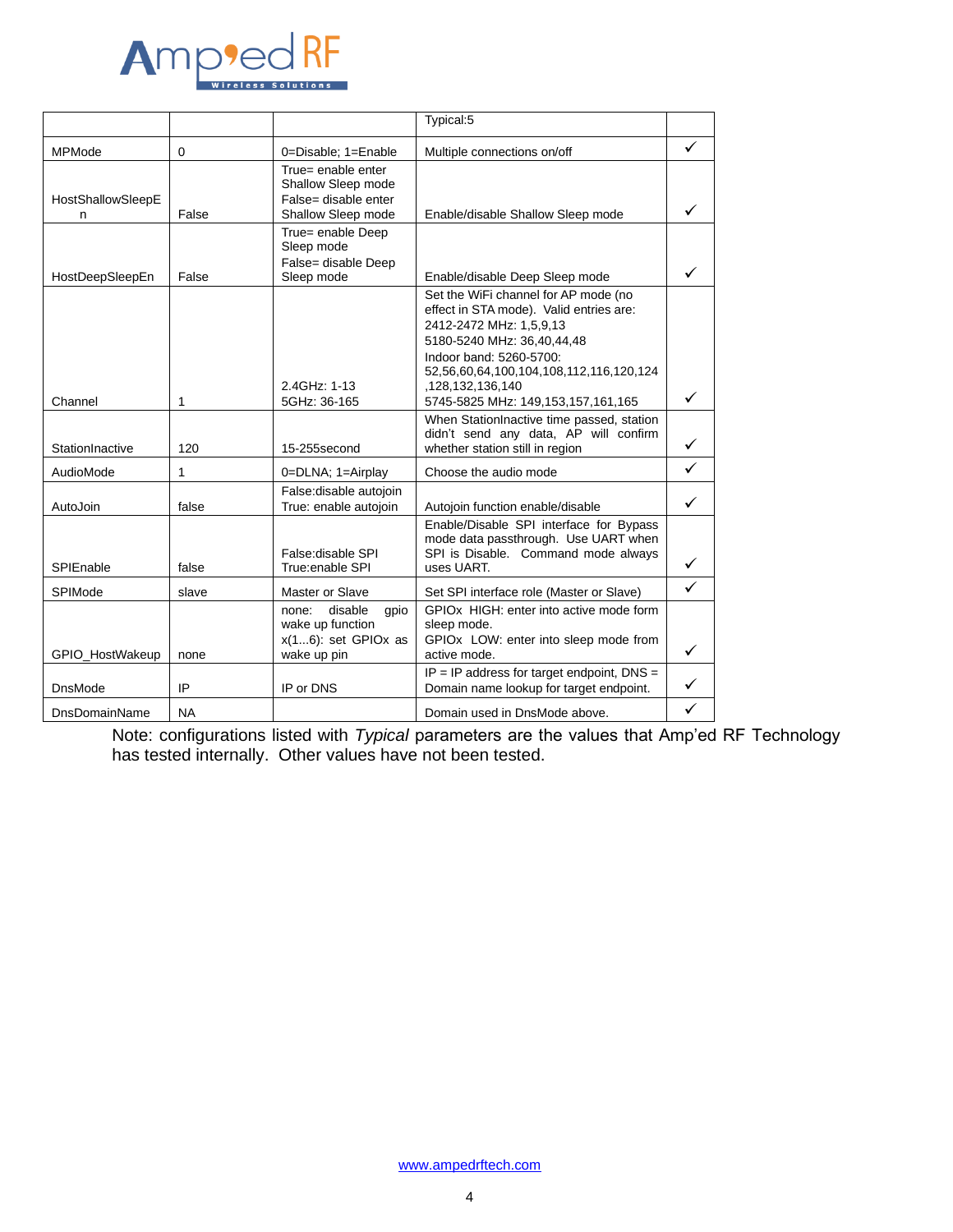| | | | | |
|---|---|---|---|---|
| | | | Typical:5 | |
| MPMode | 0 | 0=Disable; 1=Enable | Multiple connections on/off | ✓ |
| HostShallowSleepEn | False | True= enable enter Shallow Sleep mode False= disable enter Shallow Sleep mode | Enable/disable Shallow Sleep mode | ✓ |
| HostDeepSleepEn | False | True= enable Deep Sleep mode False= disable Deep Sleep mode | Enable/disable Deep Sleep mode | ✓ |
| Channel | 1 | 2.4GHz: 1-13 5GHz: 36-165 | Set the WiFi channel for AP mode (no effect in STA mode). Valid entries are: 2412-2472 MHz: 1,5,9,13 5180-5240 MHz: 36,40,44,48 Indoor band: 5260-5700: 52,56,60,64,100,104,108,112,116,120,124 ,128,132,136,140 5745-5825 MHz: 149,153,157,161,165 | ✓ |
| StationInactive | 120 | 15-255second | When StationInactive time passed, station didn't send any data, AP will confirm whether station still in region | ✓ |
| AudioMode | 1 | 0=DLNA; 1=Airplay | Choose the audio mode | ✓ |
| AutoJoin | false | False:disable autojoin True: enable autojoin | Autojoin function enable/disable | ✓ |
| SPIEnable | false | False:disable SPI True:enable SPI | Enable/Disable SPI interface for Bypass mode data passthrough. Use UART when SPI is Disable. Command mode always uses UART. | ✓ |
| SPIMode | slave | Master or Slave | Set SPI interface role (Master or Slave) | ✓ |
| GPIO_HostWakeup | none | none: disable gpio wake up function x(1...6): set GPIOx as wake up pin | GPIOx HIGH: enter into active mode form sleep mode. GPIOx LOW: enter into sleep mode from active mode. | ✓ |
| DnsMode | IP | IP or DNS | IP = IP address for target endpoint, DNS = Domain name lookup for target endpoint. | ✓ |
| DnsDomainName | NA | | Domain used in DnsMode above. | ✓ |

Note: configurations listed with *Typical* parameters are the values that Amp'ed RF Technology has tested internally. Other values have not been tested.

www.ampedrftech.com